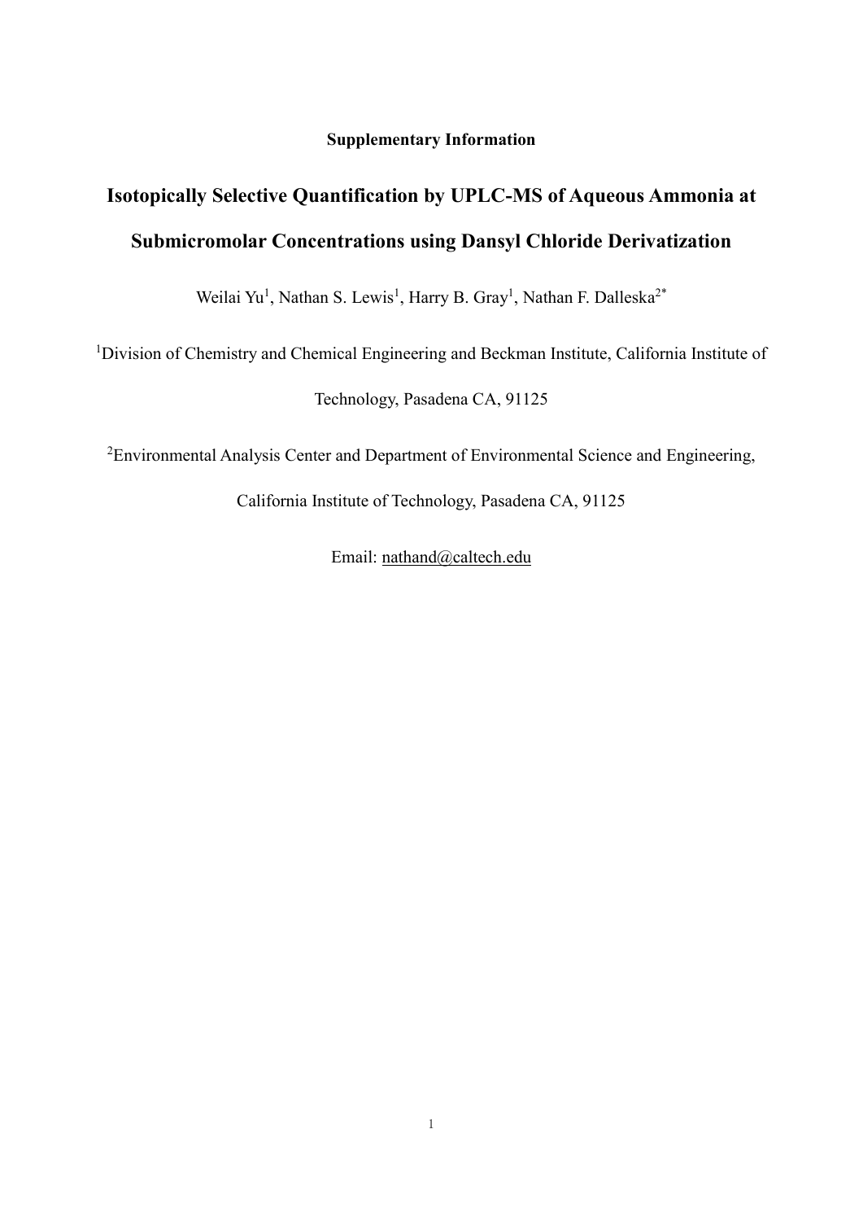**Supplementary Information**

# Isotopically Selective Quantification by UPLC-MS of Aqueous Ammonia at Submicromolar Concentrations using Dansyl Chloride Derivatization

Weilai Yu[1], Nathan S. Lewis[1], Harry B. Gray[1], Nathan F. Dalleska[2*]

[1]Division of Chemistry and Chemical Engineering and Beckman Institute, California Institute of Technology, Pasadena CA, 91125

[2]Environmental Analysis Center and Department of Environmental Science and Engineering, California Institute of Technology, Pasadena CA, 91125

Email: nathand@caltech.edu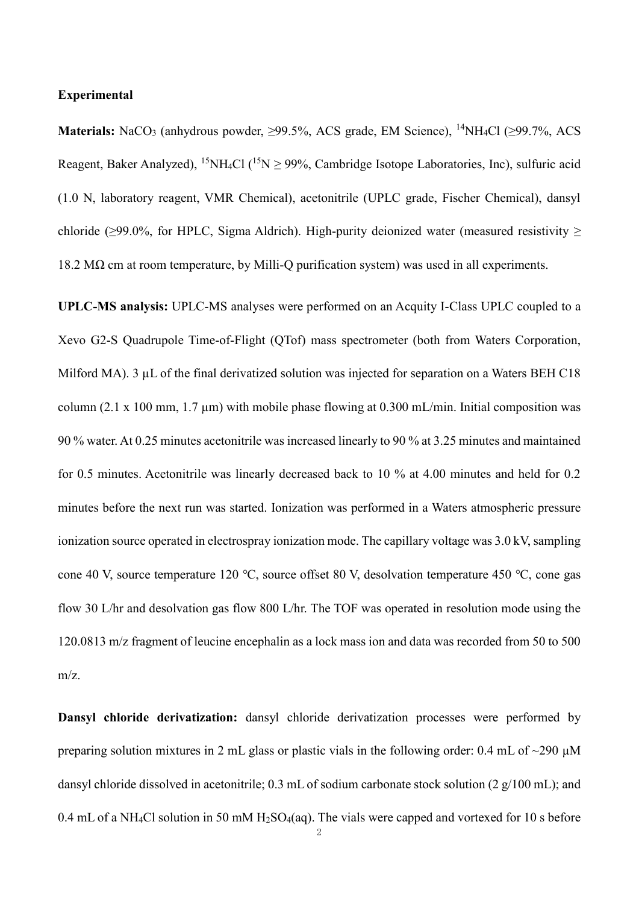**Experimental**

**Materials:** $NaCO_3$ (anhydrous powder, ≥99.5%, ACS grade, EM Science), $^{14}NH_4Cl$ (≥99.7%, ACS Reagent, Baker Analyzed), $^{15}NH_4Cl$ ($^{15}N$ ≥ 99%, Cambridge Isotope Laboratories, Inc), sulfuric acid (1.0 N, laboratory reagent, VMR Chemical), acetonitrile (UPLC grade, Fischer Chemical), dansyl chloride (≥99.0%, for HPLC, Sigma Aldrich). High-purity deionized water (measured resistivity ≥ 18.2 MΩ cm at room temperature, by Milli-Q purification system) was used in all experiments.

**UPLC-MS analysis:** UPLC-MS analyses were performed on an Acquity I-Class UPLC coupled to a Xevo G2-S Quadrupole Time-of-Flight (QTof) mass spectrometer (both from Waters Corporation, Milford MA). 3 μL of the final derivatized solution was injected for separation on a Waters BEH C18 column (2.1 x 100 mm, 1.7 μm) with mobile phase flowing at 0.300 mL/min. Initial composition was 90 % water. At 0.25 minutes acetonitrile was increased linearly to 90 % at 3.25 minutes and maintained for 0.5 minutes. Acetonitrile was linearly decreased back to 10 % at 4.00 minutes and held for 0.2 minutes before the next run was started. Ionization was performed in a Waters atmospheric pressure ionization source operated in electrospray ionization mode. The capillary voltage was 3.0 kV, sampling cone 40 V, source temperature 120 ℃, source offset 80 V, desolvation temperature 450 ℃, cone gas flow 30 L/hr and desolvation gas flow 800 L/hr. The TOF was operated in resolution mode using the 120.0813 m/z fragment of leucine encephalin as a lock mass ion and data was recorded from 50 to 500 m/z.

**Dansyl chloride derivatization:** dansyl chloride derivatization processes were performed by preparing solution mixtures in 2 mL glass or plastic vials in the following order: 0.4 mL of ~290 μM dansyl chloride dissolved in acetonitrile; 0.3 mL of sodium carbonate stock solution (2 g/100 mL); and 0.4 mL of a $NH_4Cl$ solution in 50 mM $H_2SO_4$(aq). The vials were capped and vortexed for 10 s before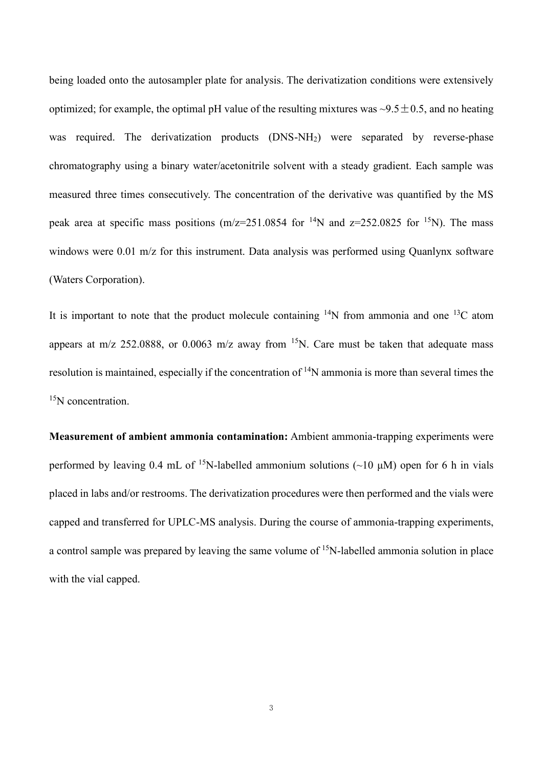being loaded onto the autosampler plate for analysis. The derivatization conditions were extensively optimized; for example, the optimal pH value of the resulting mixtures was ~9.5±0.5, and no heating was required. The derivatization products (DNS-$NH_2$) were separated by reverse-phase chromatography using a binary water/acetonitrile solvent with a steady gradient. Each sample was measured three times consecutively. The concentration of the derivative was quantified by the MS peak area at specific mass positions (m/z=251.0854 for $^{14}N$ and z=252.0825 for $^{15}N$). The mass windows were 0.01 m/z for this instrument. Data analysis was performed using Quanlynx software (Waters Corporation).

It is important to note that the product molecule containing $^{14}N$ from ammonia and one $^{13}C$ atom appears at m/z 252.0888, or 0.0063 m/z away from $^{15}N$. Care must be taken that adequate mass resolution is maintained, especially if the concentration of $^{14}N$ ammonia is more than several times the $^{15}N$ concentration.

**Measurement of ambient ammonia contamination:** Ambient ammonia-trapping experiments were performed by leaving 0.4 mL of $^{15}N$-labelled ammonium solutions (~10 μM) open for 6 h in vials placed in labs and/or restrooms. The derivatization procedures were then performed and the vials were capped and transferred for UPLC-MS analysis. During the course of ammonia-trapping experiments, a control sample was prepared by leaving the same volume of $^{15}N$-labelled ammonia solution in place with the vial capped.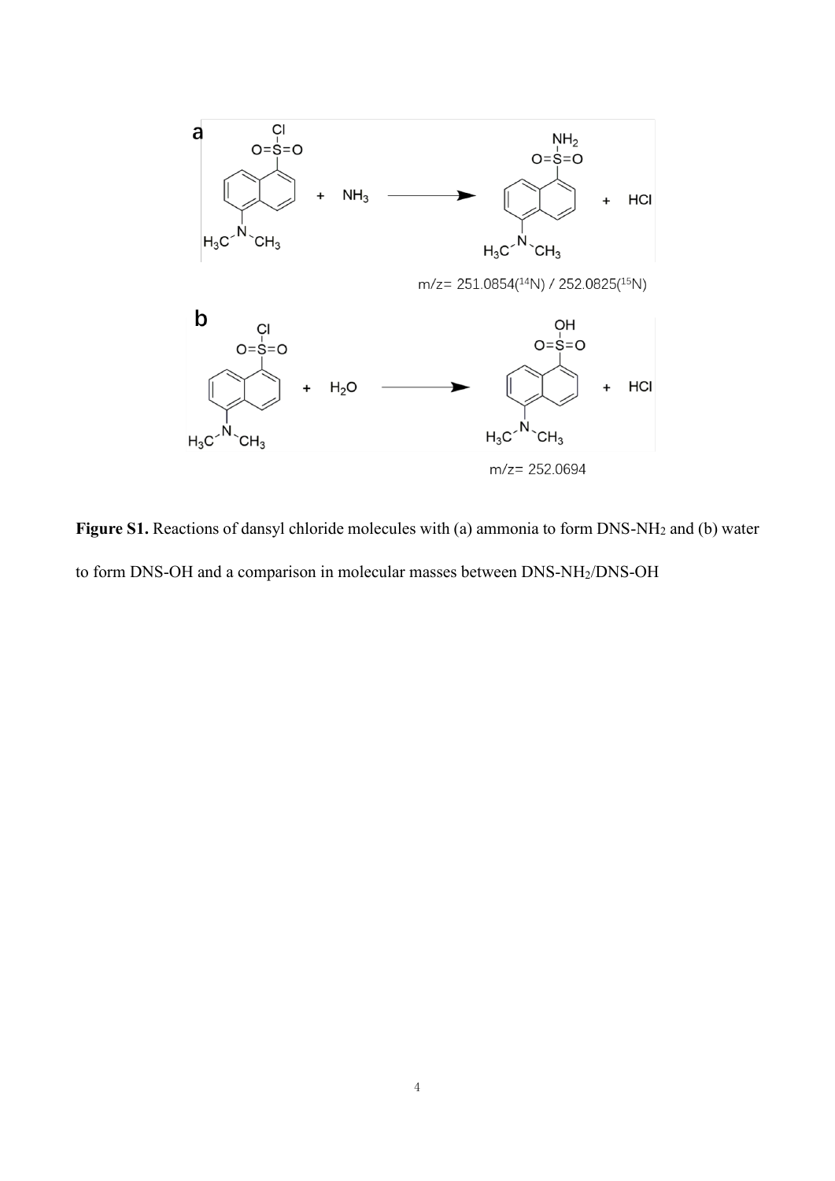**Figure S1.** Reactions of dansyl chloride molecules with (a) ammonia to form DNS-$NH_2$ and (b) water to form DNS-OH and a comparison in molecular masses between DNS-$NH_2$/DNS-OH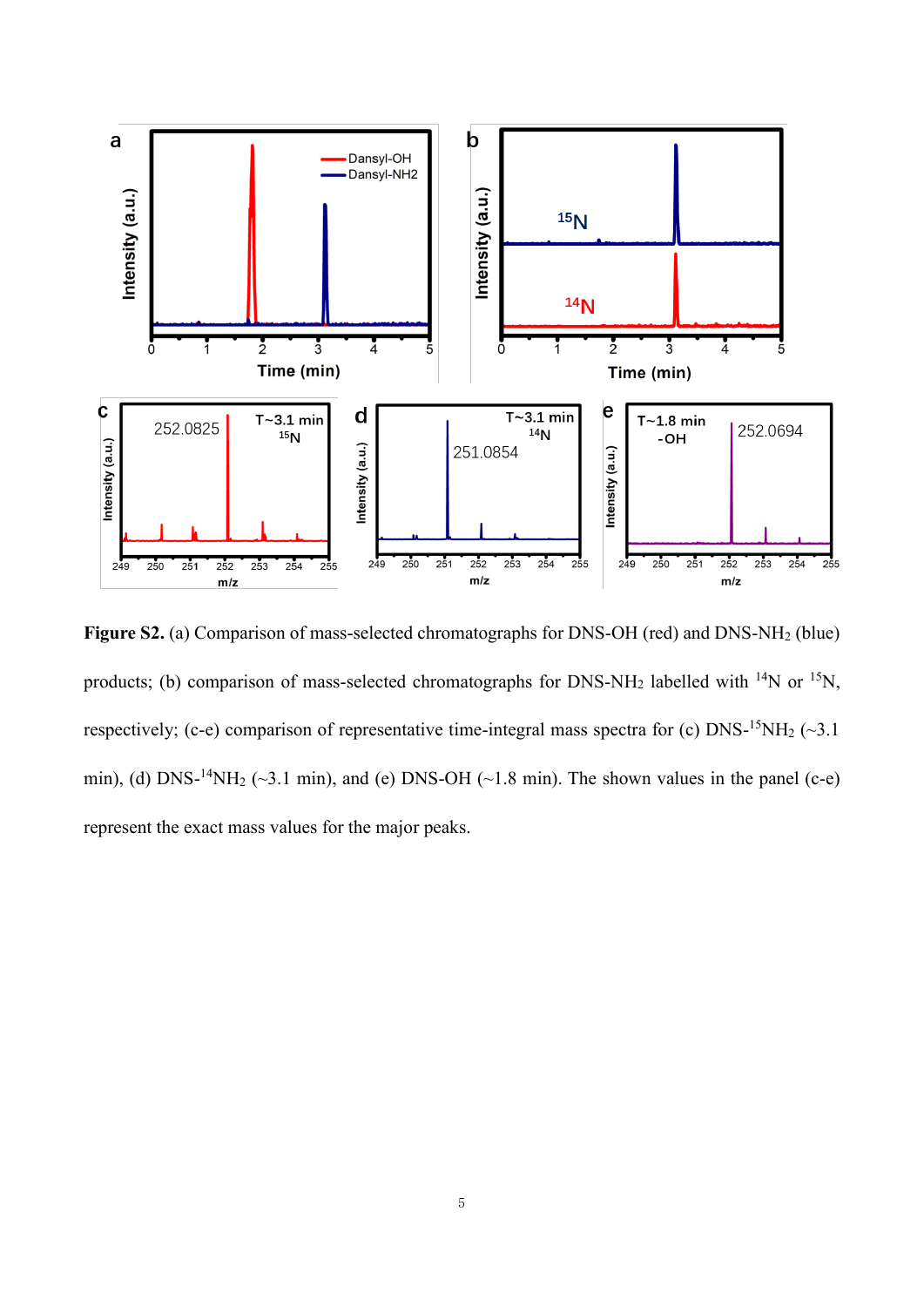**Figure S2.** (a) Comparison of mass-selected chromatographs for DNS-OH (red) and DNS-$NH_2$ (blue) products; (b) comparison of mass-selected chromatographs for DNS-$NH_2$ labelled with $^{14}N$ or $^{15}N$, respectively; (c-e) comparison of representative time-integral mass spectra for (c) DNS-$^{15}NH_2$ (~3.1 min), (d) DNS-$^{14}NH_2$ (~3.1 min), and (e) DNS-OH (~1.8 min). The shown values in the panel (c-e) represent the exact mass values for the major peaks.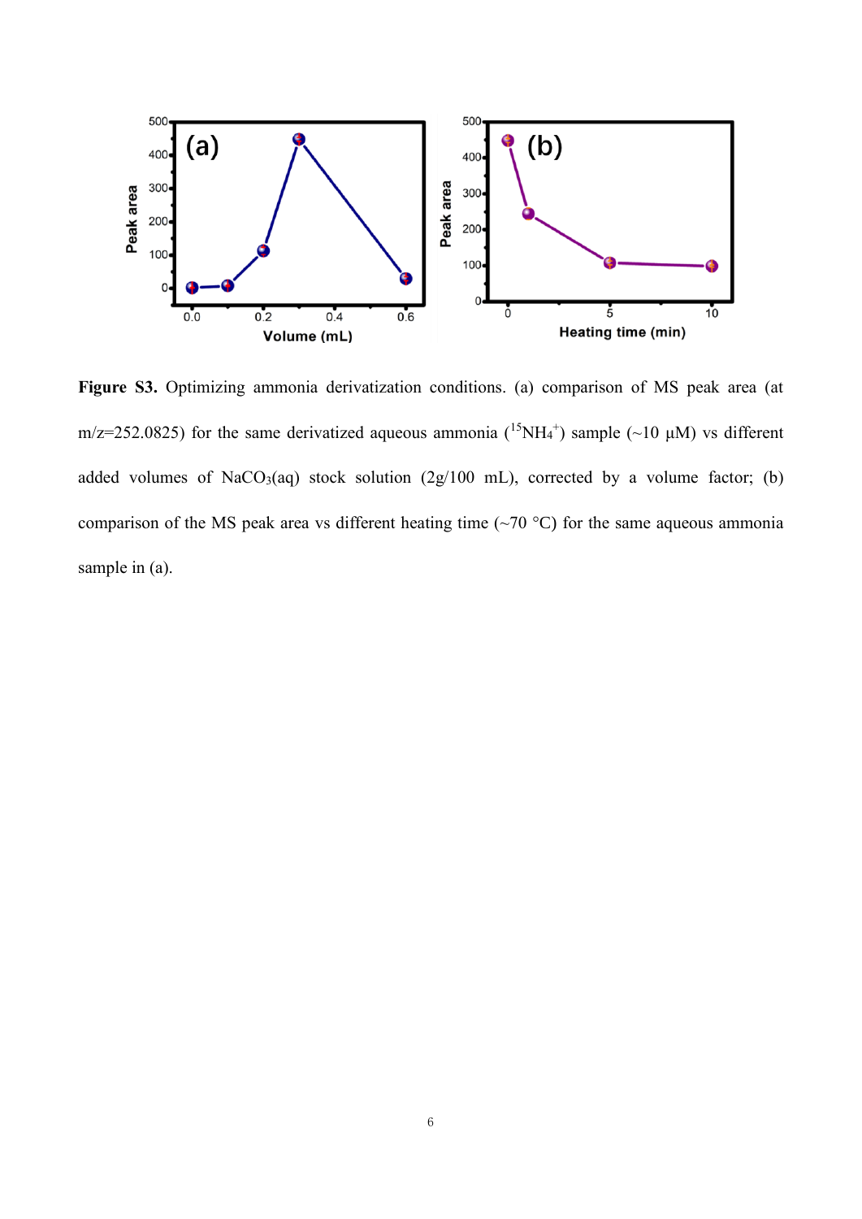**Figure S3.** Optimizing ammonia derivatization conditions. (a) comparison of MS peak area (at m/z=252.0825) for the same derivatized aqueous ammonia ($^{15}NH_4^+$) sample (~10 μM) vs different added volumes of $NaCO_3$(aq) stock solution (2g/100 mL), corrected by a volume factor; (b) comparison of the MS peak area vs different heating time (~70 °C) for the same aqueous ammonia sample in (a).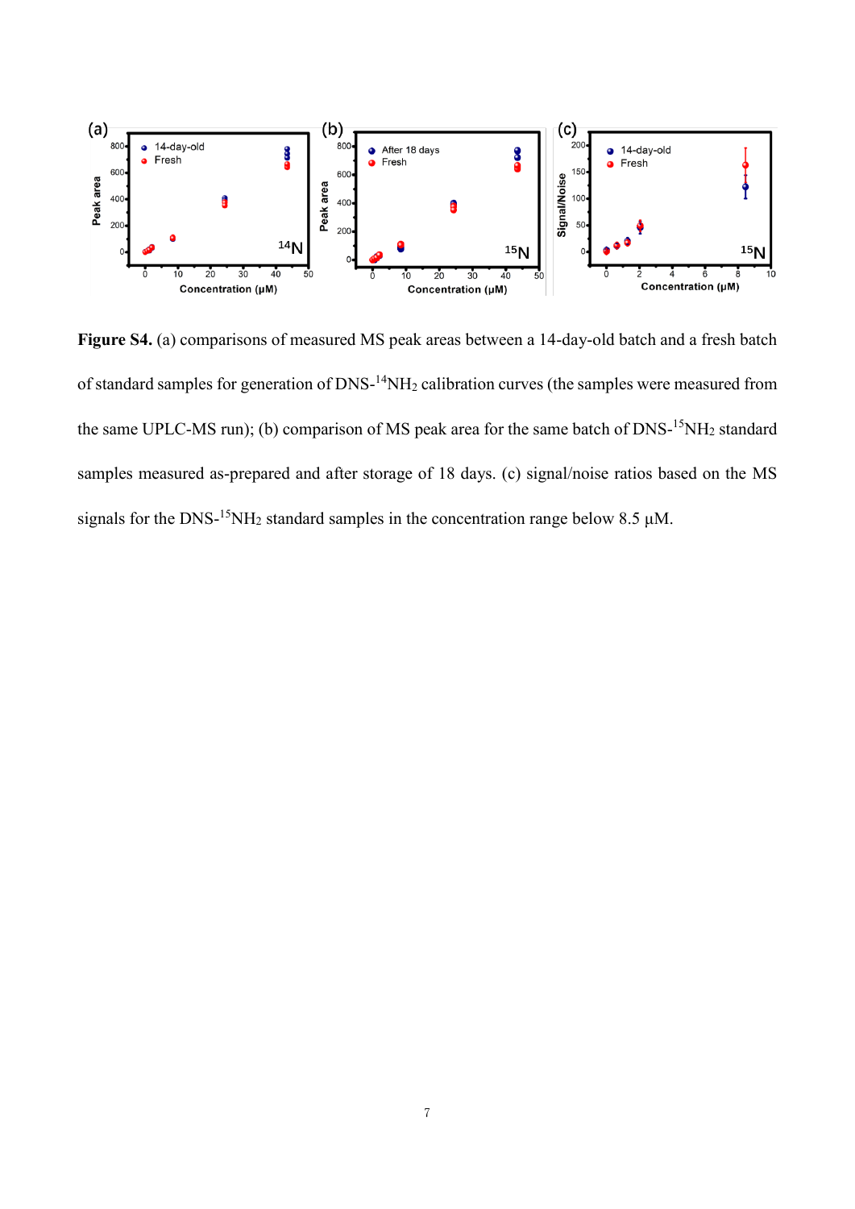**Figure S4.** (a) comparisons of measured MS peak areas between a 14-day-old batch and a fresh batch of standard samples for generation of DNS-$^{14}NH_2$ calibration curves (the samples were measured from the same UPLC-MS run); (b) comparison of MS peak area for the same batch of DNS-$^{15}NH_2$ standard samples measured as-prepared and after storage of 18 days. (c) signal/noise ratios based on the MS signals for the DNS-$^{15}NH_2$ standard samples in the concentration range below 8.5 μM.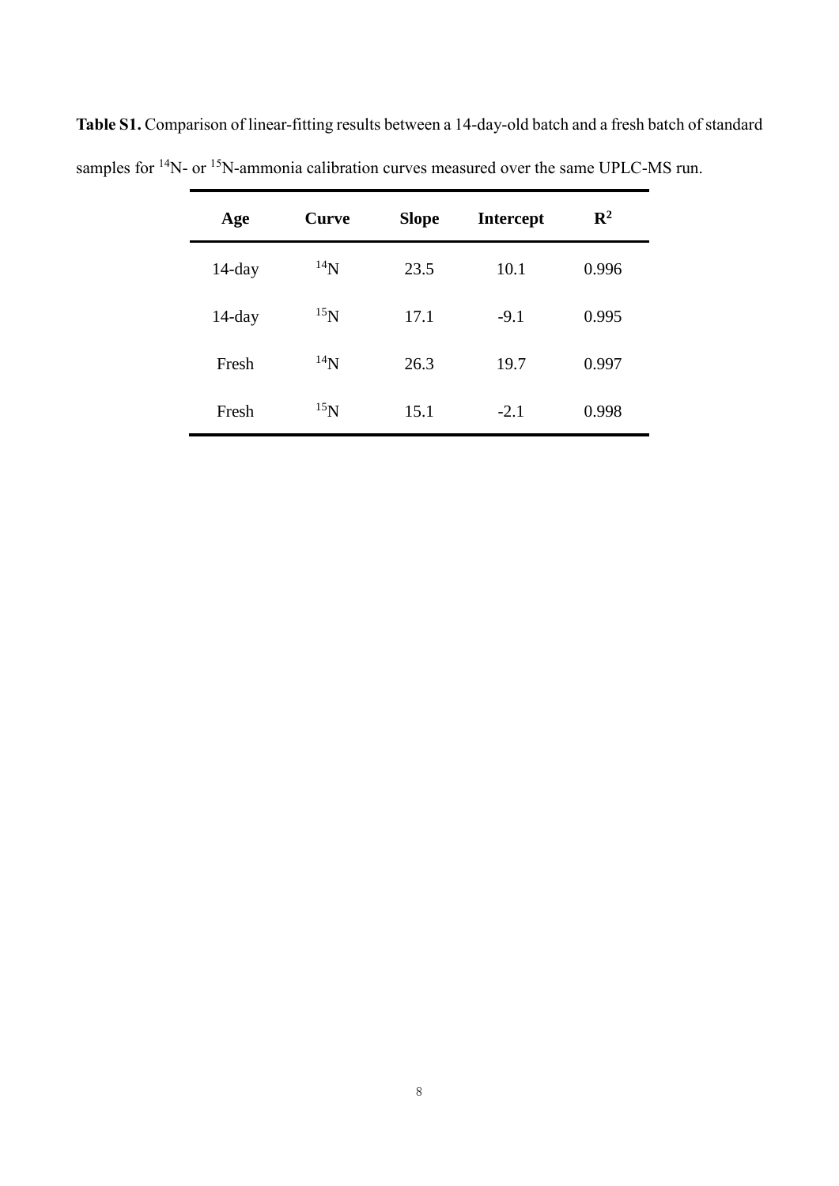**Table S1.** Comparison of linear-fitting results between a 14-day-old batch and a fresh batch of standard samples for $^{14}N$- or $^{15}N$-ammonia calibration curves measured over the same UPLC-MS run.

| Age | Curve | Slope | Intercept | $R^2$ |
|---|---|---|---|---|
| 14-day | $^{14}N$ | 23.5 | 10.1 | 0.996 |
| 14-day | $^{15}N$ | 17.1 | -9.1 | 0.995 |
| Fresh | $^{14}N$ | 26.3 | 19.7 | 0.997 |
| Fresh | $^{15}N$ | 15.1 | -2.1 | 0.998 |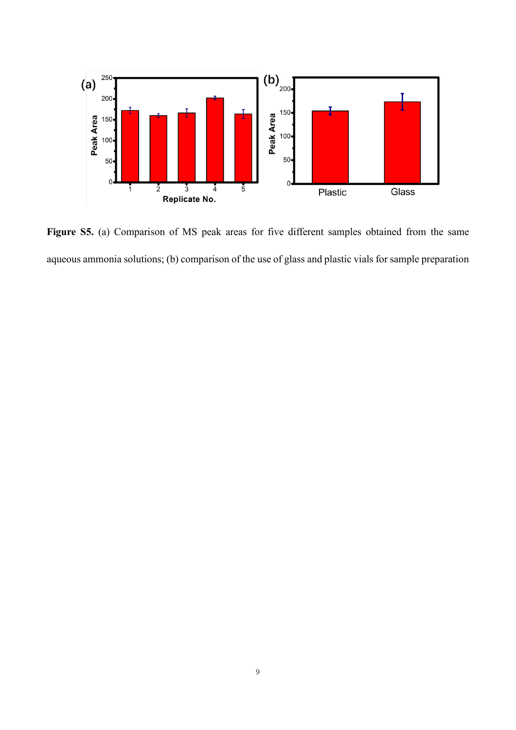**Figure S5.** (a) Comparison of MS peak areas for five different samples obtained from the same aqueous ammonia solutions; (b) comparison of the use of glass and plastic vials for sample preparation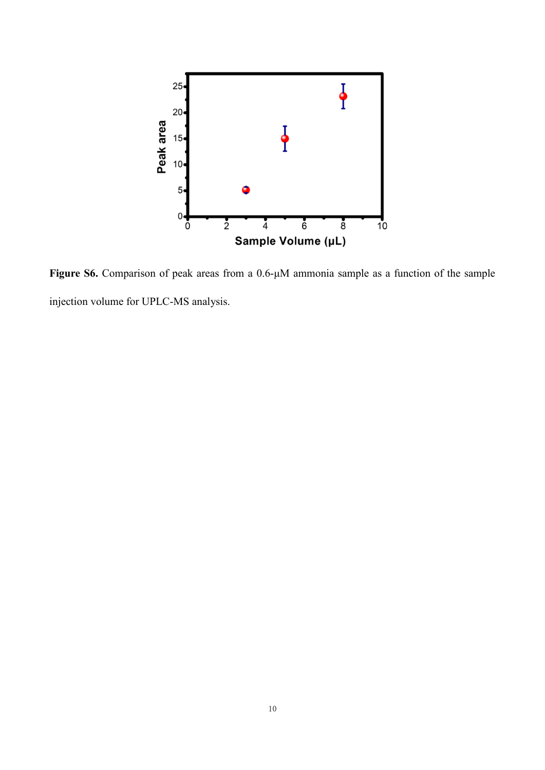Peak area

25
20
15
10
5
0

0
2
4
6
8
10

Sample Volume (μL)

**Figure S6.** Comparison of peak areas from a 0.6-μM ammonia sample as a function of the sample injection volume for UPLC-MS analysis.